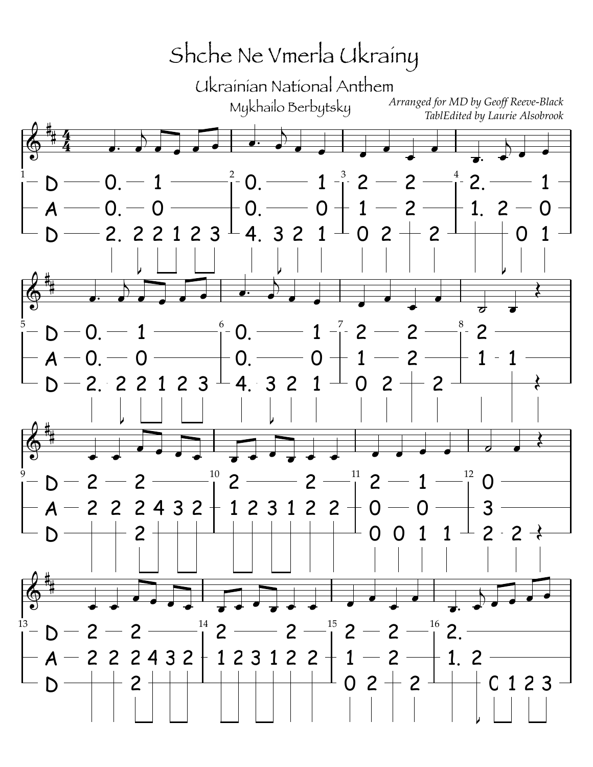# Shche Ne Vmerla Ukrainy

## Ukrainian National Anthem

Mykhailo Berbytsky

*Arranged for MD by Geoff Reeve-Black*
*TablEdited by Laurie Alsobrook*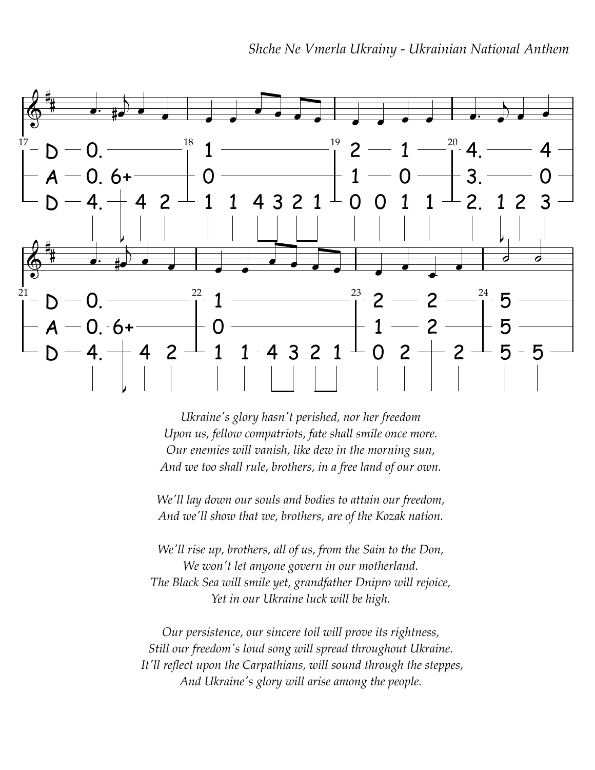*Ukraine's glory hasn't perished, nor her freedom*
*Upon us, fellow compatriots, fate shall smile once more.*
*Our enemies will vanish, like dew in the morning sun,*
*And we too shall rule, brothers, in a free land of our own.*

*We'll lay down our souls and bodies to attain our freedom,*
*And we'll show that we, brothers, are of the Kozak nation.*

*We'll rise up, brothers, all of us, from the Sain to the Don,*
*We won't let anyone govern in our motherland.*
*The Black Sea will smile yet, grandfather Dnipro will rejoice,*
*Yet in our Ukraine luck will be high.*

*Our persistence, our sincere toil will prove its rightness,*
*Still our freedom's loud song will spread throughout Ukraine.*
*It'll reflect upon the Carpathians, will sound through the steppes,*
*And Ukraine's glory will arise among the people.*